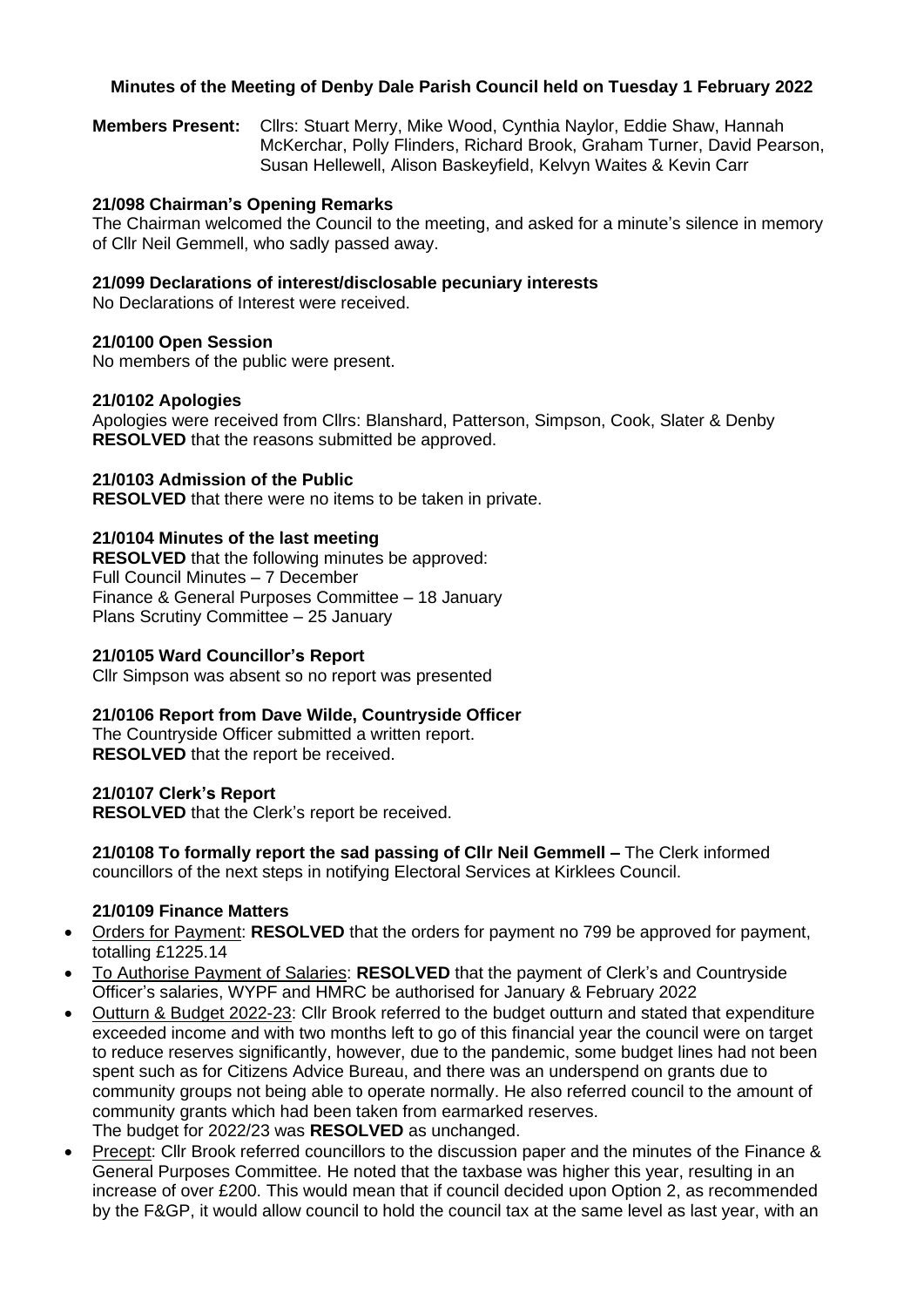**Minutes of the Meeting of Denby Dale Parish Council held on Tuesday 1 February 2022**

**Members Present:** Cllrs: Stuart Merry, Mike Wood, Cynthia Naylor, Eddie Shaw, Hannah McKerchar, Polly Flinders, Richard Brook, Graham Turner, David Pearson, Susan Hellewell, Alison Baskeyfield, Kelvyn Waites & Kevin Carr

**21/098 Chairman's Opening Remarks**

The Chairman welcomed the Council to the meeting, and asked for a minute's silence in memory of Cllr Neil Gemmell, who sadly passed away.

**21/099 Declarations of interest/disclosable pecuniary interests**

No Declarations of Interest were received.

**21/0100 Open Session**

No members of the public were present.

**21/0102 Apologies**

Apologies were received from Cllrs: Blanshard, Patterson, Simpson, Cook, Slater & Denby
**RESOLVED** that the reasons submitted be approved.

**21/0103 Admission of the Public**

**RESOLVED** that there were no items to be taken in private.

**21/0104 Minutes of the last meeting**

**RESOLVED** that the following minutes be approved:
Full Council Minutes – 7 December
Finance & General Purposes Committee – 18 January
Plans Scrutiny Committee – 25 January

**21/0105 Ward Councillor's Report**

Cllr Simpson was absent so no report was presented

**21/0106 Report from Dave Wilde, Countryside Officer**

The Countryside Officer submitted a written report.
**RESOLVED** that the report be received.

**21/0107 Clerk's Report**

**RESOLVED** that the Clerk's report be received.

**21/0108 To formally report the sad passing of Cllr Neil Gemmell –** The Clerk informed councillors of the next steps in notifying Electoral Services at Kirklees Council.

**21/0109 Finance Matters**

- Orders for Payment: **RESOLVED** that the orders for payment no 799 be approved for payment, totalling £1225.14
- To Authorise Payment of Salaries: **RESOLVED** that the payment of Clerk's and Countryside Officer's salaries, WYPF and HMRC be authorised for January & February 2022
- Outturn & Budget 2022-23: Cllr Brook referred to the budget outturn and stated that expenditure exceeded income and with two months left to go of this financial year the council were on target to reduce reserves significantly, however, due to the pandemic, some budget lines had not been spent such as for Citizens Advice Bureau, and there was an underspend on grants due to community groups not being able to operate normally. He also referred council to the amount of community grants which had been taken from earmarked reserves.
  The budget for 2022/23 was **RESOLVED** as unchanged.
- Precept: Cllr Brook referred councillors to the discussion paper and the minutes of the Finance & General Purposes Committee. He noted that the taxbase was higher this year, resulting in an increase of over £200. This would mean that if council decided upon Option 2, as recommended by the F&GP, it would allow council to hold the council tax at the same level as last year, with an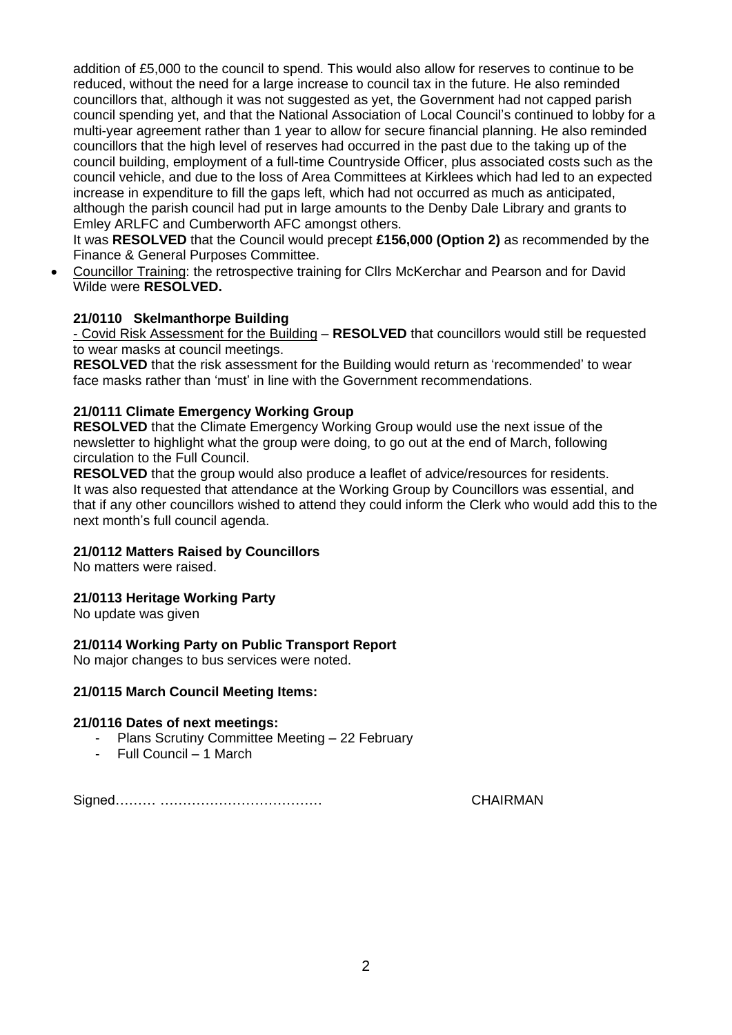addition of £5,000 to the council to spend. This would also allow for reserves to continue to be reduced, without the need for a large increase to council tax in the future. He also reminded councillors that, although it was not suggested as yet, the Government had not capped parish council spending yet, and that the National Association of Local Council's continued to lobby for a multi-year agreement rather than 1 year to allow for secure financial planning. He also reminded councillors that the high level of reserves had occurred in the past due to the taking up of the council building, employment of a full-time Countryside Officer, plus associated costs such as the council vehicle, and due to the loss of Area Committees at Kirklees which had led to an expected increase in expenditure to fill the gaps left, which had not occurred as much as anticipated, although the parish council had put in large amounts to the Denby Dale Library and grants to Emley ARLFC and Cumberworth AFC amongst others.

It was **RESOLVED** that the Council would precept **£156,000 (Option 2)** as recommended by the Finance & General Purposes Committee.

- Councillor Training: the retrospective training for Cllrs McKerchar and Pearson and for David Wilde were **RESOLVED.**

**21/0110 Skelmanthorpe Building**

- Covid Risk Assessment for the Building – **RESOLVED** that councillors would still be requested to wear masks at council meetings.

**RESOLVED** that the risk assessment for the Building would return as 'recommended' to wear face masks rather than 'must' in line with the Government recommendations.

**21/0111 Climate Emergency Working Group**

**RESOLVED** that the Climate Emergency Working Group would use the next issue of the newsletter to highlight what the group were doing, to go out at the end of March, following circulation to the Full Council.

**RESOLVED** that the group would also produce a leaflet of advice/resources for residents.

It was also requested that attendance at the Working Group by Councillors was essential, and that if any other councillors wished to attend they could inform the Clerk who would add this to the next month's full council agenda.

**21/0112 Matters Raised by Councillors**

No matters were raised.

**21/0113 Heritage Working Party**

No update was given

**21/0114 Working Party on Public Transport Report**

No major changes to bus services were noted.

**21/0115 March Council Meeting Items:**

**21/0116 Dates of next meetings:**

- Plans Scrutiny Committee Meeting – 22 February
- Full Council – 1 March

Signed……… ……………………………… CHAIRMAN